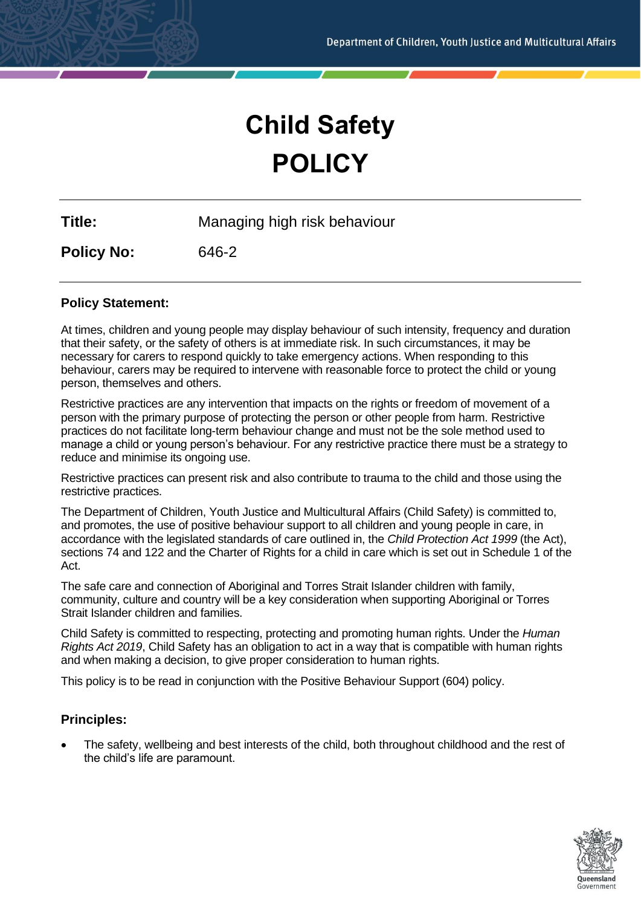# Child Safety POLICY

**Title:** Managing high risk behaviour

**Policy No:** 646-2

## Policy Statement:

At times, children and young people may display behaviour of such intensity, frequency and duration that their safety, or the safety of others is at immediate risk. In such circumstances, it may be necessary for carers to respond quickly to take emergency actions. When responding to this behaviour, carers may be required to intervene with reasonable force to protect the child or young person, themselves and others.

Restrictive practices are any intervention that impacts on the rights or freedom of movement of a person with the primary purpose of protecting the person or other people from harm. Restrictive practices do not facilitate long-term behaviour change and must not be the sole method used to manage a child or young person's behaviour. For any restrictive practice there must be a strategy to reduce and minimise its ongoing use.

Restrictive practices can present risk and also contribute to trauma to the child and those using the restrictive practices.

The Department of Children, Youth Justice and Multicultural Affairs (Child Safety) is committed to, and promotes, the use of positive behaviour support to all children and young people in care, in accordance with the legislated standards of care outlined in, the *Child Protection Act 1999* (the Act), sections 74 and 122 and the Charter of Rights for a child in care which is set out in Schedule 1 of the Act.

The safe care and connection of Aboriginal and Torres Strait Islander children with family, community, culture and country will be a key consideration when supporting Aboriginal or Torres Strait Islander children and families.

Child Safety is committed to respecting, protecting and promoting human rights. Under the *Human Rights Act 2019*, Child Safety has an obligation to act in a way that is compatible with human rights and when making a decision, to give proper consideration to human rights.

This policy is to be read in conjunction with the Positive Behaviour Support (604) policy.

## Principles:

- The safety, wellbeing and best interests of the child, both throughout childhood and the rest of the child's life are paramount.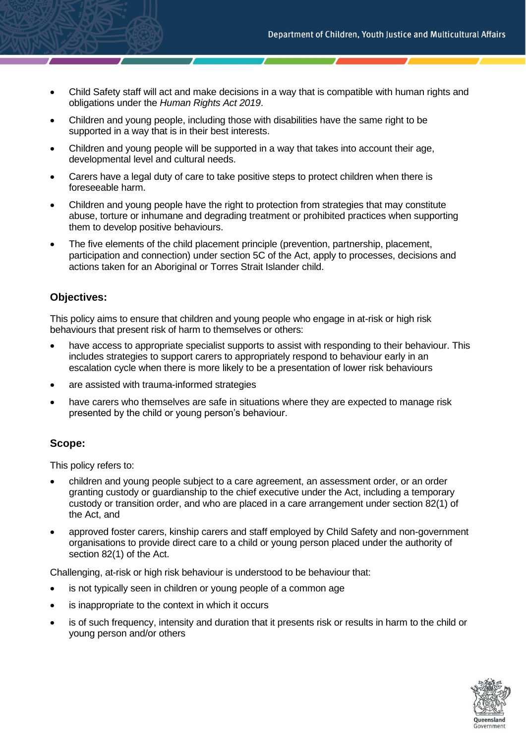- Child Safety staff will act and make decisions in a way that is compatible with human rights and obligations under the *Human Rights Act 2019*.
- Children and young people, including those with disabilities have the same right to be supported in a way that is in their best interests.
- Children and young people will be supported in a way that takes into account their age, developmental level and cultural needs.
- Carers have a legal duty of care to take positive steps to protect children when there is foreseeable harm.
- Children and young people have the right to protection from strategies that may constitute abuse, torture or inhumane and degrading treatment or prohibited practices when supporting them to develop positive behaviours.
- The five elements of the child placement principle (prevention, partnership, placement, participation and connection) under section 5C of the Act, apply to processes, decisions and actions taken for an Aboriginal or Torres Strait Islander child.

### Objectives:

This policy aims to ensure that children and young people who engage in at-risk or high risk behaviours that present risk of harm to themselves or others:

- have access to appropriate specialist supports to assist with responding to their behaviour. This includes strategies to support carers to appropriately respond to behaviour early in an escalation cycle when there is more likely to be a presentation of lower risk behaviours
- are assisted with trauma-informed strategies
- have carers who themselves are safe in situations where they are expected to manage risk presented by the child or young person's behaviour.

### Scope:

This policy refers to:

- children and young people subject to a care agreement, an assessment order, or an order granting custody or guardianship to the chief executive under the Act, including a temporary custody or transition order, and who are placed in a care arrangement under section 82(1) of the Act, and
- approved foster carers, kinship carers and staff employed by Child Safety and non-government organisations to provide direct care to a child or young person placed under the authority of section 82(1) of the Act.

Challenging, at-risk or high risk behaviour is understood to be behaviour that:

- is not typically seen in children or young people of a common age
- is inappropriate to the context in which it occurs
- is of such frequency, intensity and duration that it presents risk or results in harm to the child or young person and/or others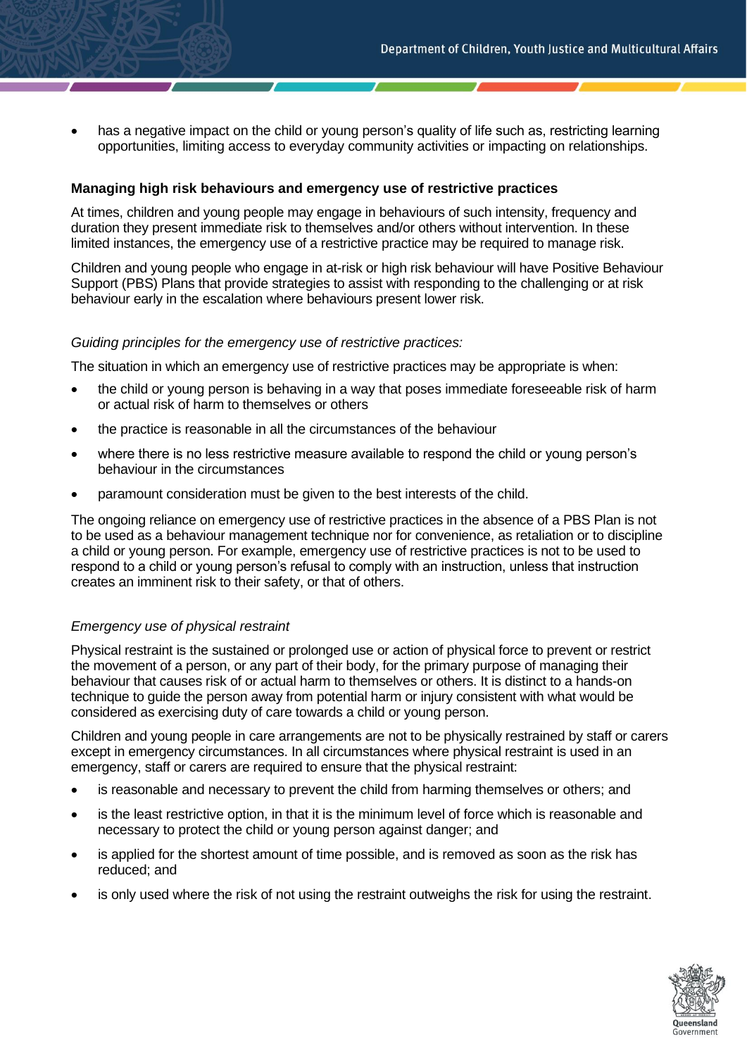- has a negative impact on the child or young person's quality of life such as, restricting learning opportunities, limiting access to everyday community activities or impacting on relationships.

**Managing high risk behaviours and emergency use of restrictive practices**

At times, children and young people may engage in behaviours of such intensity, frequency and duration they present immediate risk to themselves and/or others without intervention. In these limited instances, the emergency use of a restrictive practice may be required to manage risk.

Children and young people who engage in at-risk or high risk behaviour will have Positive Behaviour Support (PBS) Plans that provide strategies to assist with responding to the challenging or at risk behaviour early in the escalation where behaviours present lower risk.

*Guiding principles for the emergency use of restrictive practices:*

The situation in which an emergency use of restrictive practices may be appropriate is when:

- the child or young person is behaving in a way that poses immediate foreseeable risk of harm or actual risk of harm to themselves or others
- the practice is reasonable in all the circumstances of the behaviour
- where there is no less restrictive measure available to respond the child or young person's behaviour in the circumstances
- paramount consideration must be given to the best interests of the child.

The ongoing reliance on emergency use of restrictive practices in the absence of a PBS Plan is not to be used as a behaviour management technique nor for convenience, as retaliation or to discipline a child or young person. For example, emergency use of restrictive practices is not to be used to respond to a child or young person's refusal to comply with an instruction, unless that instruction creates an imminent risk to their safety, or that of others.

*Emergency use of physical restraint*

Physical restraint is the sustained or prolonged use or action of physical force to prevent or restrict the movement of a person, or any part of their body, for the primary purpose of managing their behaviour that causes risk of or actual harm to themselves or others. It is distinct to a hands-on technique to guide the person away from potential harm or injury consistent with what would be considered as exercising duty of care towards a child or young person.

Children and young people in care arrangements are not to be physically restrained by staff or carers except in emergency circumstances. In all circumstances where physical restraint is used in an emergency, staff or carers are required to ensure that the physical restraint:

- is reasonable and necessary to prevent the child from harming themselves or others; and
- is the least restrictive option, in that it is the minimum level of force which is reasonable and necessary to protect the child or young person against danger; and
- is applied for the shortest amount of time possible, and is removed as soon as the risk has reduced; and
- is only used where the risk of not using the restraint outweighs the risk for using the restraint.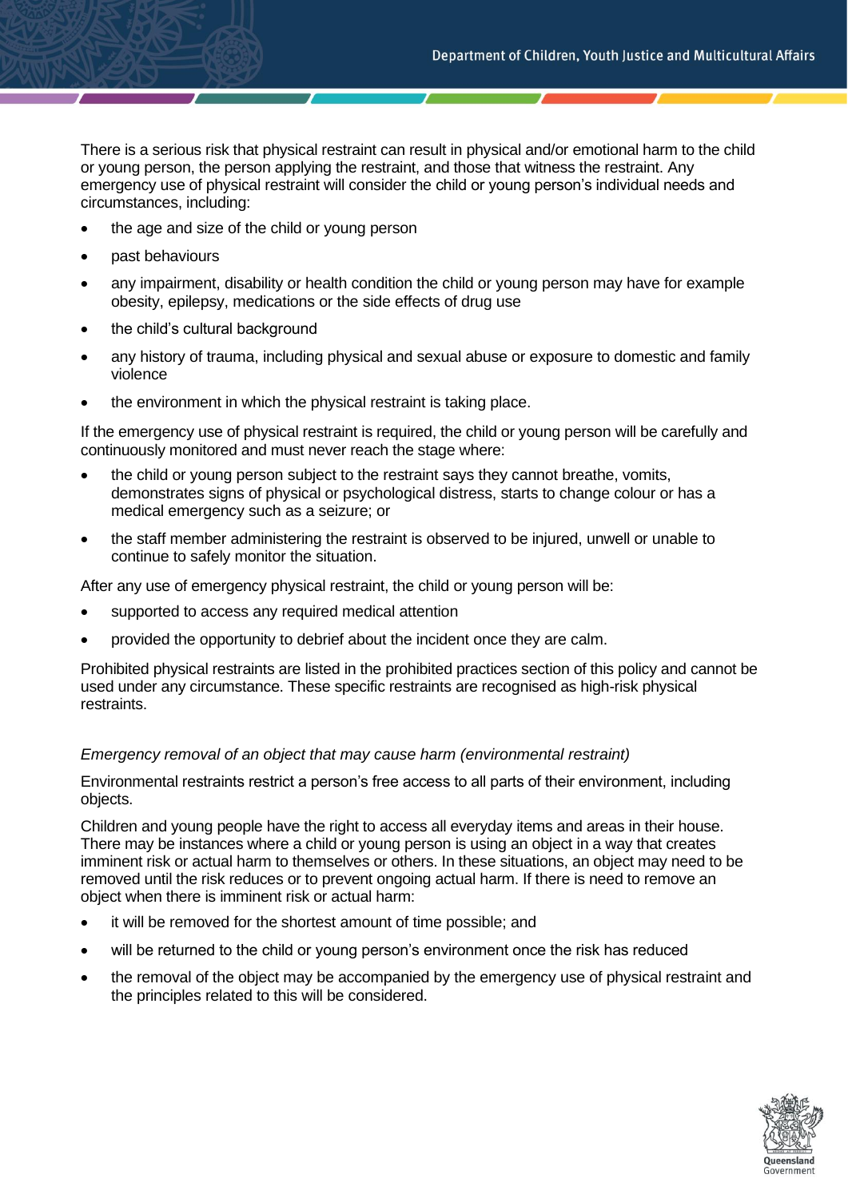There is a serious risk that physical restraint can result in physical and/or emotional harm to the child or young person, the person applying the restraint, and those that witness the restraint. Any emergency use of physical restraint will consider the child or young person's individual needs and circumstances, including:

- the age and size of the child or young person
- past behaviours
- any impairment, disability or health condition the child or young person may have for example obesity, epilepsy, medications or the side effects of drug use
- the child's cultural background
- any history of trauma, including physical and sexual abuse or exposure to domestic and family violence
- the environment in which the physical restraint is taking place.

If the emergency use of physical restraint is required, the child or young person will be carefully and continuously monitored and must never reach the stage where:

- the child or young person subject to the restraint says they cannot breathe, vomits, demonstrates signs of physical or psychological distress, starts to change colour or has a medical emergency such as a seizure; or
- the staff member administering the restraint is observed to be injured, unwell or unable to continue to safely monitor the situation.

After any use of emergency physical restraint, the child or young person will be:

- supported to access any required medical attention
- provided the opportunity to debrief about the incident once they are calm.

Prohibited physical restraints are listed in the prohibited practices section of this policy and cannot be used under any circumstance. These specific restraints are recognised as high-risk physical restraints.

*Emergency removal of an object that may cause harm (environmental restraint)*

Environmental restraints restrict a person's free access to all parts of their environment, including objects.

Children and young people have the right to access all everyday items and areas in their house. There may be instances where a child or young person is using an object in a way that creates imminent risk or actual harm to themselves or others. In these situations, an object may need to be removed until the risk reduces or to prevent ongoing actual harm. If there is need to remove an object when there is imminent risk or actual harm:

- it will be removed for the shortest amount of time possible; and
- will be returned to the child or young person's environment once the risk has reduced
- the removal of the object may be accompanied by the emergency use of physical restraint and the principles related to this will be considered.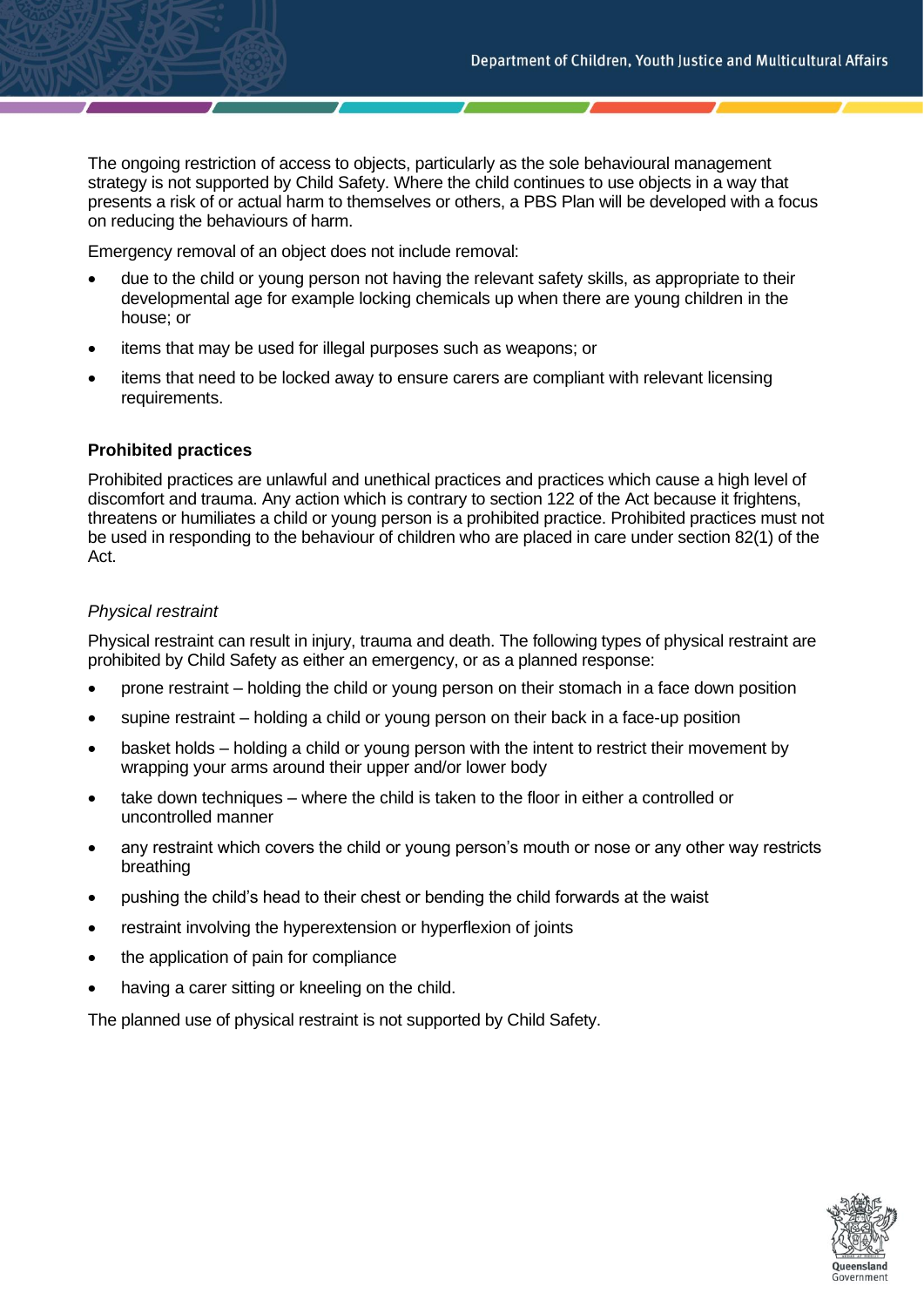The ongoing restriction of access to objects, particularly as the sole behavioural management strategy is not supported by Child Safety. Where the child continues to use objects in a way that presents a risk of or actual harm to themselves or others, a PBS Plan will be developed with a focus on reducing the behaviours of harm.

Emergency removal of an object does not include removal:

- due to the child or young person not having the relevant safety skills, as appropriate to their developmental age for example locking chemicals up when there are young children in the house; or
- items that may be used for illegal purposes such as weapons; or
- items that need to be locked away to ensure carers are compliant with relevant licensing requirements.

### Prohibited practices

Prohibited practices are unlawful and unethical practices and practices which cause a high level of discomfort and trauma. Any action which is contrary to section 122 of the Act because it frightens, threatens or humiliates a child or young person is a prohibited practice. Prohibited practices must not be used in responding to the behaviour of children who are placed in care under section 82(1) of the Act.

#### *Physical restraint*

Physical restraint can result in injury, trauma and death. The following types of physical restraint are prohibited by Child Safety as either an emergency, or as a planned response:

- prone restraint – holding the child or young person on their stomach in a face down position
- supine restraint – holding a child or young person on their back in a face-up position
- basket holds – holding a child or young person with the intent to restrict their movement by wrapping your arms around their upper and/or lower body
- take down techniques – where the child is taken to the floor in either a controlled or uncontrolled manner
- any restraint which covers the child or young person's mouth or nose or any other way restricts breathing
- pushing the child's head to their chest or bending the child forwards at the waist
- restraint involving the hyperextension or hyperflexion of joints
- the application of pain for compliance
- having a carer sitting or kneeling on the child.

The planned use of physical restraint is not supported by Child Safety.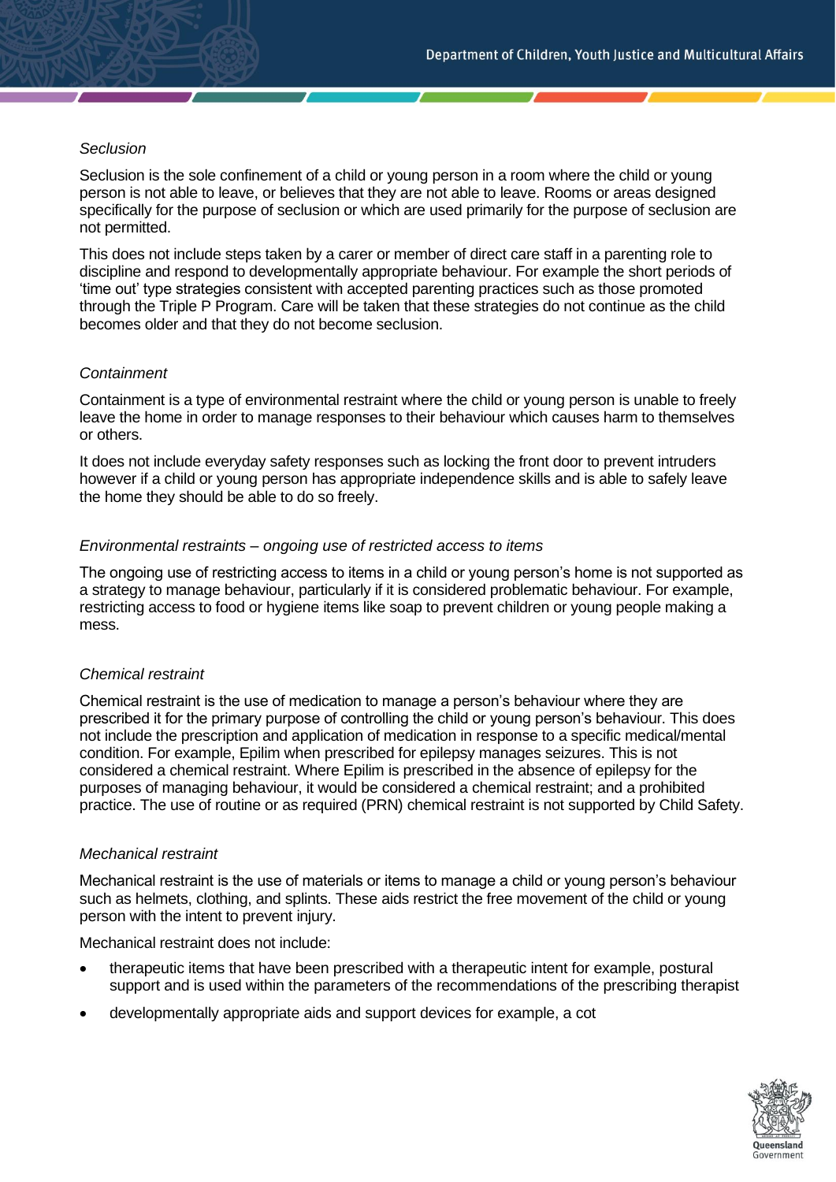*Seclusion*

Seclusion is the sole confinement of a child or young person in a room where the child or young person is not able to leave, or believes that they are not able to leave. Rooms or areas designed specifically for the purpose of seclusion or which are used primarily for the purpose of seclusion are not permitted.

This does not include steps taken by a carer or member of direct care staff in a parenting role to discipline and respond to developmentally appropriate behaviour. For example the short periods of 'time out' type strategies consistent with accepted parenting practices such as those promoted through the Triple P Program. Care will be taken that these strategies do not continue as the child becomes older and that they do not become seclusion.

*Containment*

Containment is a type of environmental restraint where the child or young person is unable to freely leave the home in order to manage responses to their behaviour which causes harm to themselves or others.

It does not include everyday safety responses such as locking the front door to prevent intruders however if a child or young person has appropriate independence skills and is able to safely leave the home they should be able to do so freely.

*Environmental restraints – ongoing use of restricted access to items*

The ongoing use of restricting access to items in a child or young person's home is not supported as a strategy to manage behaviour, particularly if it is considered problematic behaviour. For example, restricting access to food or hygiene items like soap to prevent children or young people making a mess.

*Chemical restraint*

Chemical restraint is the use of medication to manage a person's behaviour where they are prescribed it for the primary purpose of controlling the child or young person's behaviour. This does not include the prescription and application of medication in response to a specific medical/mental condition. For example, Epilim when prescribed for epilepsy manages seizures. This is not considered a chemical restraint. Where Epilim is prescribed in the absence of epilepsy for the purposes of managing behaviour, it would be considered a chemical restraint; and a prohibited practice. The use of routine or as required (PRN) chemical restraint is not supported by Child Safety.

*Mechanical restraint*

Mechanical restraint is the use of materials or items to manage a child or young person's behaviour such as helmets, clothing, and splints. These aids restrict the free movement of the child or young person with the intent to prevent injury.

Mechanical restraint does not include:

- therapeutic items that have been prescribed with a therapeutic intent for example, postural support and is used within the parameters of the recommendations of the prescribing therapist
- developmentally appropriate aids and support devices for example, a cot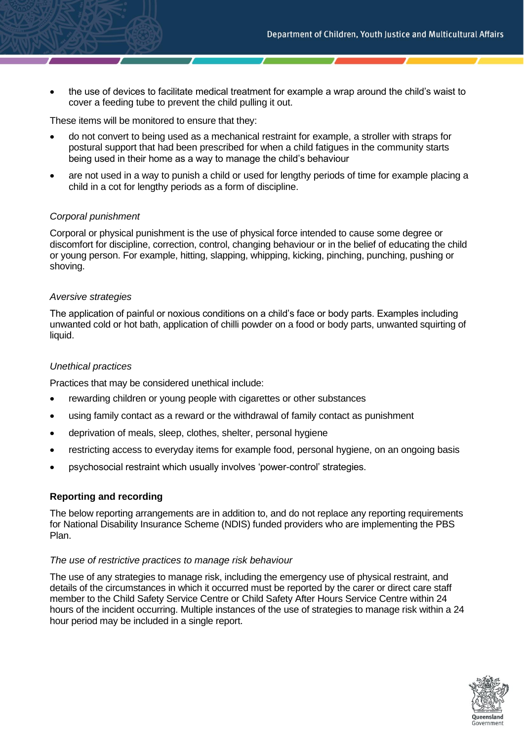- the use of devices to facilitate medical treatment for example a wrap around the child's waist to cover a feeding tube to prevent the child pulling it out.

These items will be monitored to ensure that they:

- do not convert to being used as a mechanical restraint for example, a stroller with straps for postural support that had been prescribed for when a child fatigues in the community starts being used in their home as a way to manage the child's behaviour
- are not used in a way to punish a child or used for lengthy periods of time for example placing a child in a cot for lengthy periods as a form of discipline.

*Corporal punishment*

Corporal or physical punishment is the use of physical force intended to cause some degree or discomfort for discipline, correction, control, changing behaviour or in the belief of educating the child or young person. For example, hitting, slapping, whipping, kicking, pinching, punching, pushing or shoving.

*Aversive strategies*

The application of painful or noxious conditions on a child's face or body parts. Examples including unwanted cold or hot bath, application of chilli powder on a food or body parts, unwanted squirting of liquid.

*Unethical practices*

Practices that may be considered unethical include:

- rewarding children or young people with cigarettes or other substances
- using family contact as a reward or the withdrawal of family contact as punishment
- deprivation of meals, sleep, clothes, shelter, personal hygiene
- restricting access to everyday items for example food, personal hygiene, on an ongoing basis
- psychosocial restraint which usually involves 'power-control' strategies.

**Reporting and recording**

The below reporting arrangements are in addition to, and do not replace any reporting requirements for National Disability Insurance Scheme (NDIS) funded providers who are implementing the PBS Plan.

*The use of restrictive practices to manage risk behaviour*

The use of any strategies to manage risk, including the emergency use of physical restraint, and details of the circumstances in which it occurred must be reported by the carer or direct care staff member to the Child Safety Service Centre or Child Safety After Hours Service Centre within 24 hours of the incident occurring. Multiple instances of the use of strategies to manage risk within a 24 hour period may be included in a single report.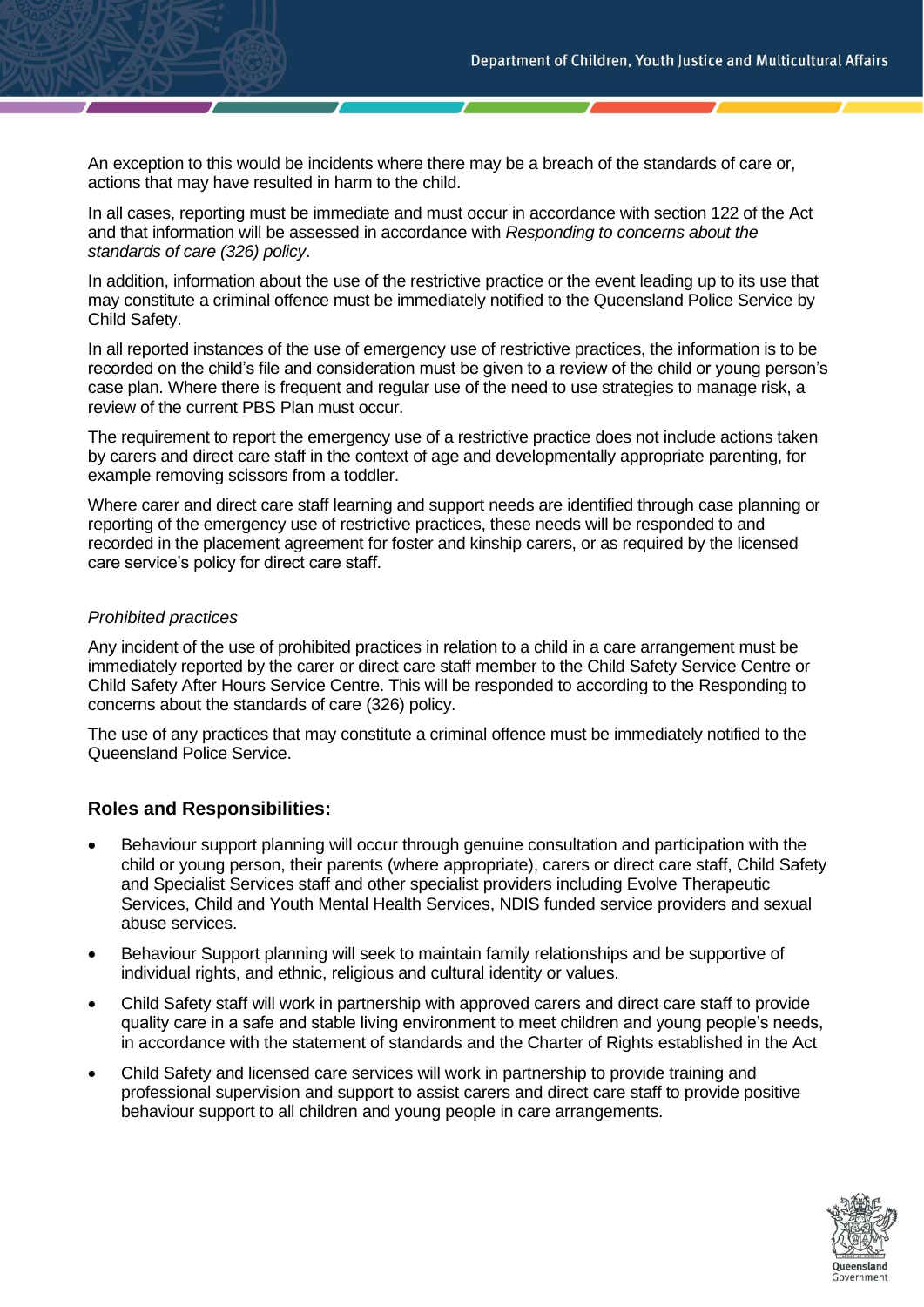An exception to this would be incidents where there may be a breach of the standards of care or, actions that may have resulted in harm to the child.

In all cases, reporting must be immediate and must occur in accordance with section 122 of the Act and that information will be assessed in accordance with *Responding to concerns about the standards of care (326) policy*.

In addition, information about the use of the restrictive practice or the event leading up to its use that may constitute a criminal offence must be immediately notified to the Queensland Police Service by Child Safety.

In all reported instances of the use of emergency use of restrictive practices, the information is to be recorded on the child's file and consideration must be given to a review of the child or young person's case plan. Where there is frequent and regular use of the need to use strategies to manage risk, a review of the current PBS Plan must occur.

The requirement to report the emergency use of a restrictive practice does not include actions taken by carers and direct care staff in the context of age and developmentally appropriate parenting, for example removing scissors from a toddler.

Where carer and direct care staff learning and support needs are identified through case planning or reporting of the emergency use of restrictive practices, these needs will be responded to and recorded in the placement agreement for foster and kinship carers, or as required by the licensed care service's policy for direct care staff.

*Prohibited practices*

Any incident of the use of prohibited practices in relation to a child in a care arrangement must be immediately reported by the carer or direct care staff member to the Child Safety Service Centre or Child Safety After Hours Service Centre. This will be responded to according to the Responding to concerns about the standards of care (326) policy.

The use of any practices that may constitute a criminal offence must be immediately notified to the Queensland Police Service.

### Roles and Responsibilities:

- Behaviour support planning will occur through genuine consultation and participation with the child or young person, their parents (where appropriate), carers or direct care staff, Child Safety and Specialist Services staff and other specialist providers including Evolve Therapeutic Services, Child and Youth Mental Health Services, NDIS funded service providers and sexual abuse services.
- Behaviour Support planning will seek to maintain family relationships and be supportive of individual rights, and ethnic, religious and cultural identity or values.
- Child Safety staff will work in partnership with approved carers and direct care staff to provide quality care in a safe and stable living environment to meet children and young people's needs, in accordance with the statement of standards and the Charter of Rights established in the Act
- Child Safety and licensed care services will work in partnership to provide training and professional supervision and support to assist carers and direct care staff to provide positive behaviour support to all children and young people in care arrangements.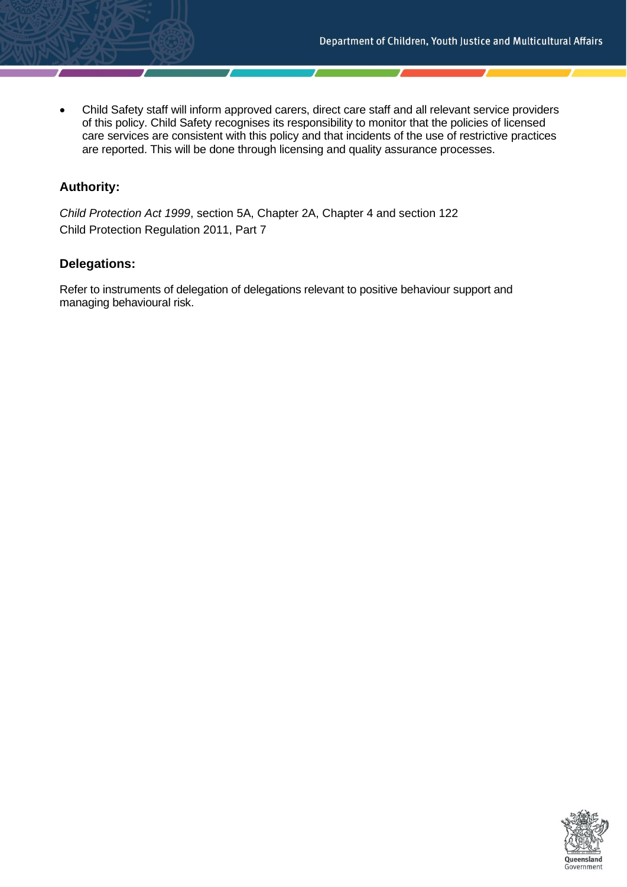- Child Safety staff will inform approved carers, direct care staff and all relevant service providers of this policy. Child Safety recognises its responsibility to monitor that the policies of licensed care services are consistent with this policy and that incidents of the use of restrictive practices are reported. This will be done through licensing and quality assurance processes.

### Authority:

*Child Protection Act 1999*, section 5A, Chapter 2A, Chapter 4 and section 122
Child Protection Regulation 2011, Part 7

### Delegations:

Refer to instruments of delegation of delegations relevant to positive behaviour support and managing behavioural risk.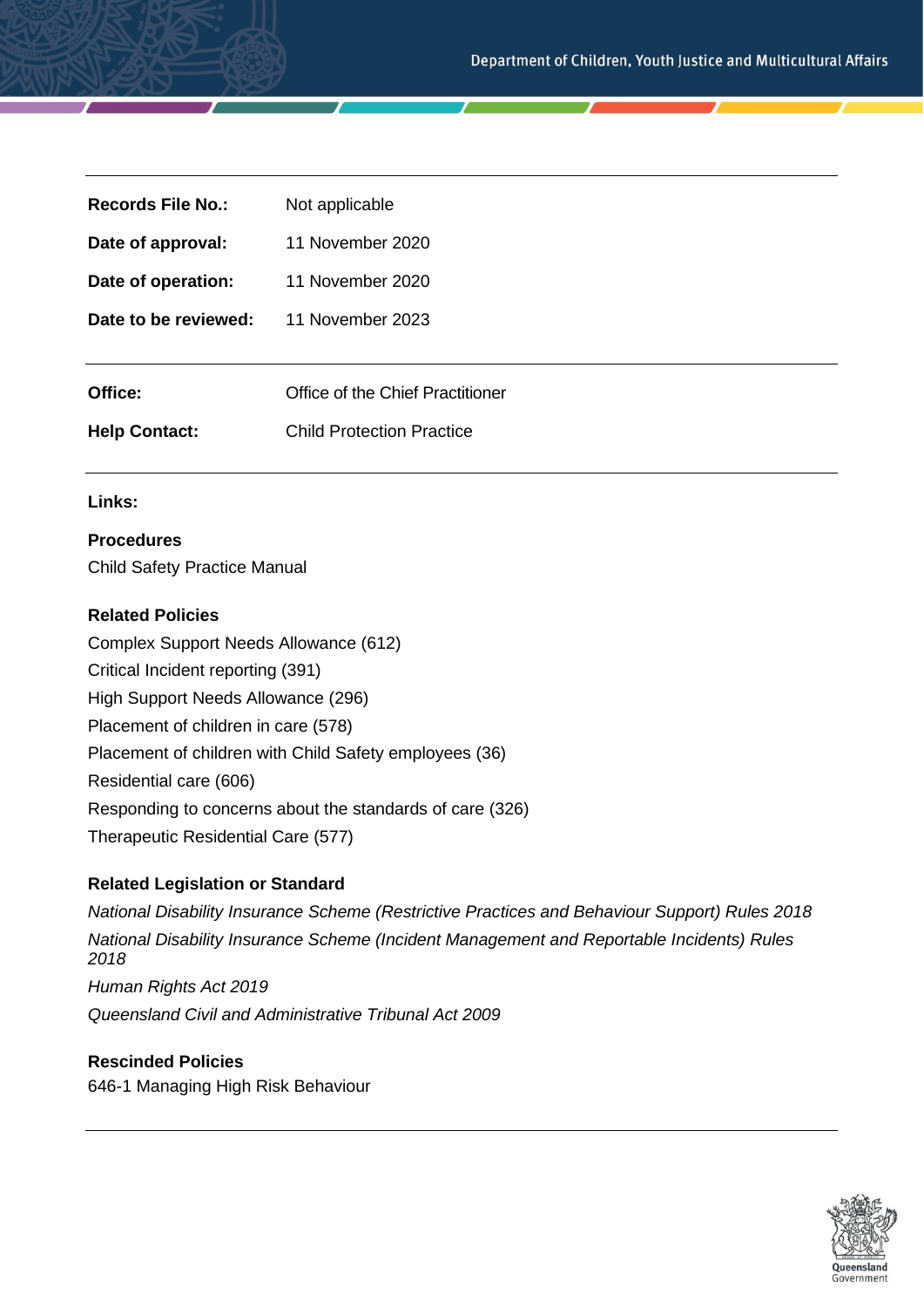| | |
|---|---|
| **Records File No.:** | Not applicable |
| **Date of approval:** | 11 November 2020 |
| **Date of operation:** | 11 November 2020 |
| **Date to be reviewed:** | 11 November 2023 |

| | |
|---|---|
| **Office:** | Office of the Chief Practitioner |
| **Help Contact:** | Child Protection Practice |

**Links:**

**Procedures**

Child Safety Practice Manual

**Related Policies**

Complex Support Needs Allowance (612)
Critical Incident reporting (391)
High Support Needs Allowance (296)
Placement of children in care (578)
Placement of children with Child Safety employees (36)
Residential care (606)
Responding to concerns about the standards of care (326)
Therapeutic Residential Care (577)

**Related Legislation or Standard**

*National Disability Insurance Scheme (Restrictive Practices and Behaviour Support) Rules 2018*

*National Disability Insurance Scheme (Incident Management and Reportable Incidents) Rules 2018*

*Human Rights Act 2019*

*Queensland Civil and Administrative Tribunal Act 2009*

**Rescinded Policies**

646-1 Managing High Risk Behaviour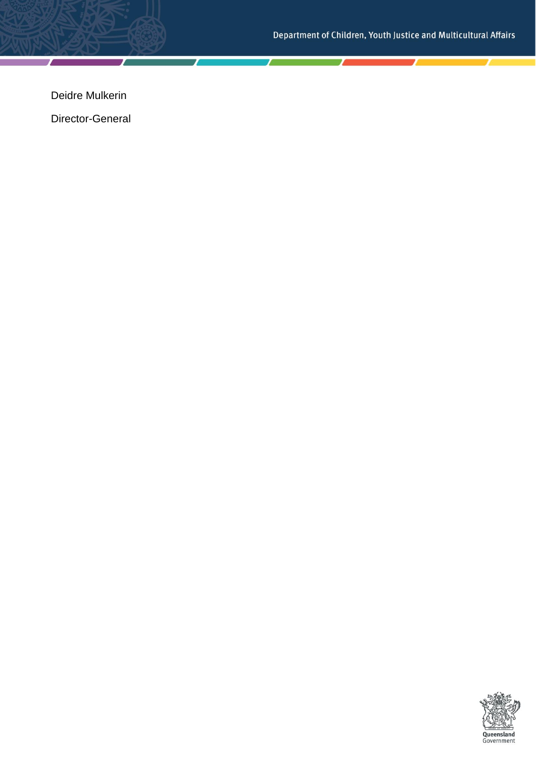Deidre Mulkerin

Director-General